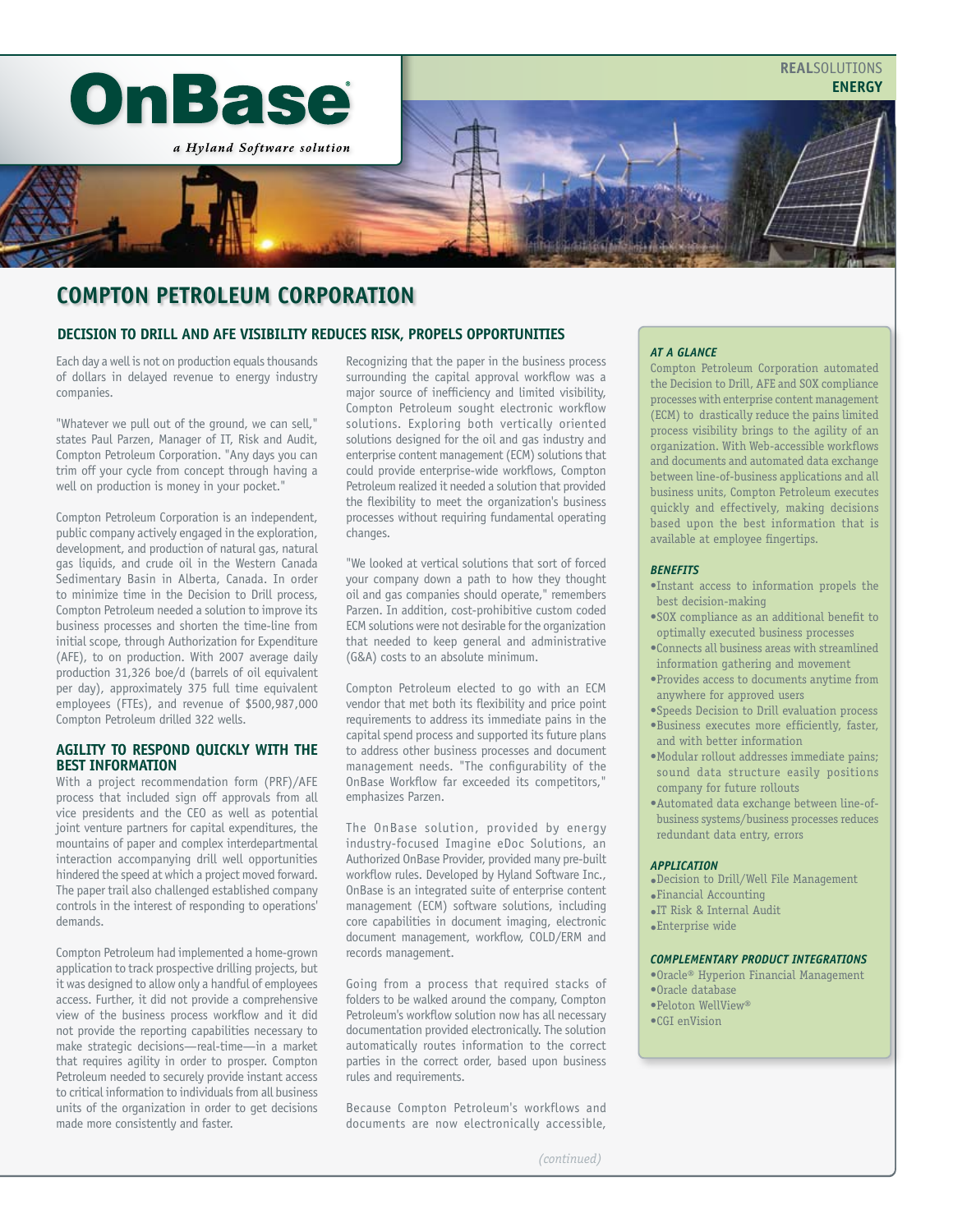OnBase

*a Hyland Software solution*

**REAL**SOLUTIONS
**ENERGY**

# COMPTON PETROLEUM CORPORATION

## DECISION TO DRILL AND AFE VISIBILITY REDUCES RISK, PROPELS OPPORTUNITIES

Each day a well is not on production equals thousands of dollars in delayed revenue to energy industry companies.

"Whatever we pull out of the ground, we can sell," states Paul Parzen, Manager of IT, Risk and Audit, Compton Petroleum Corporation. "Any days you can trim off your cycle from concept through having a well on production is money in your pocket."

Compton Petroleum Corporation is an independent, public company actively engaged in the exploration, development, and production of natural gas, natural gas liquids, and crude oil in the Western Canada Sedimentary Basin in Alberta, Canada. In order to minimize time in the Decision to Drill process, Compton Petroleum needed a solution to improve its business processes and shorten the time-line from initial scope, through Authorization for Expenditure (AFE), to on production. With 2007 average daily production 31,326 boe/d (barrels of oil equivalent per day), approximately 375 full time equivalent employees (FTEs), and revenue of $500,987,000 Compton Petroleum drilled 322 wells.

### AGILITY TO RESPOND QUICKLY WITH THE BEST INFORMATION

With a project recommendation form (PRF)/AFE process that included sign off approvals from all vice presidents and the CEO as well as potential joint venture partners for capital expenditures, the mountains of paper and complex interdepartmental interaction accompanying drill well opportunities hindered the speed at which a project moved forward. The paper trail also challenged established company controls in the interest of responding to operations' demands.

Compton Petroleum had implemented a home-grown application to track prospective drilling projects, but it was designed to allow only a handful of employees access. Further, it did not provide a comprehensive view of the business process workflow and it did not provide the reporting capabilities necessary to make strategic decisions—real-time—in a market that requires agility in order to prosper. Compton Petroleum needed to securely provide instant access to critical information to individuals from all business units of the organization in order to get decisions made more consistently and faster.

Recognizing that the paper in the business process surrounding the capital approval workflow was a major source of inefficiency and limited visibility, Compton Petroleum sought electronic workflow solutions. Exploring both vertically oriented solutions designed for the oil and gas industry and enterprise content management (ECM) solutions that could provide enterprise-wide workflows, Compton Petroleum realized it needed a solution that provided the flexibility to meet the organization's business processes without requiring fundamental operating changes.

"We looked at vertical solutions that sort of forced your company down a path to how they thought oil and gas companies should operate," remembers Parzen. In addition, cost-prohibitive custom coded ECM solutions were not desirable for the organization that needed to keep general and administrative (G&A) costs to an absolute minimum.

Compton Petroleum elected to go with an ECM vendor that met both its flexibility and price point requirements to address its immediate pains in the capital spend process and supported its future plans to address other business processes and document management needs. "The configurability of the OnBase Workflow far exceeded its competitors," emphasizes Parzen.

The OnBase solution, provided by energy industry-focused Imagine eDoc Solutions, an Authorized OnBase Provider, provided many pre-built workflow rules. Developed by Hyland Software Inc., OnBase is an integrated suite of enterprise content management (ECM) software solutions, including core capabilities in document imaging, electronic document management, workflow, COLD/ERM and records management.

Going from a process that required stacks of folders to be walked around the company, Compton Petroleum's workflow solution now has all necessary documentation provided electronically. The solution automatically routes information to the correct parties in the correct order, based upon business rules and requirements.

Because Compton Petroleum's workflows and documents are now electronically accessible,

*(continued)*

### *AT A GLANCE*

Compton Petroleum Corporation automated the Decision to Drill, AFE and SOX compliance processes with enterprise content management (ECM) to drastically reduce the pains limited process visibility brings to the agility of an organization. With Web-accessible workflows and documents and automated data exchange between line-of-business applications and all business units, Compton Petroleum executes quickly and effectively, making decisions based upon the best information that is available at employee fingertips.

### *BENEFITS*

- Instant access to information propels the best decision-making
- SOX compliance as an additional benefit to optimally executed business processes
- Connects all business areas with streamlined information gathering and movement
- Provides access to documents anytime from anywhere for approved users
- Speeds Decision to Drill evaluation process
- Business executes more efficiently, faster, and with better information
- Modular rollout addresses immediate pains; sound data structure easily positions company for future rollouts
- Automated data exchange between line-of-business systems/business processes reduces redundant data entry, errors

### *APPLICATION*

- Decision to Drill/Well File Management
- Financial Accounting
- IT Risk & Internal Audit
- Enterprise wide

### *COMPLEMENTARY PRODUCT INTEGRATIONS*

- Oracle® Hyperion Financial Management
- Oracle database
- Peloton WellView®
- CGI enVision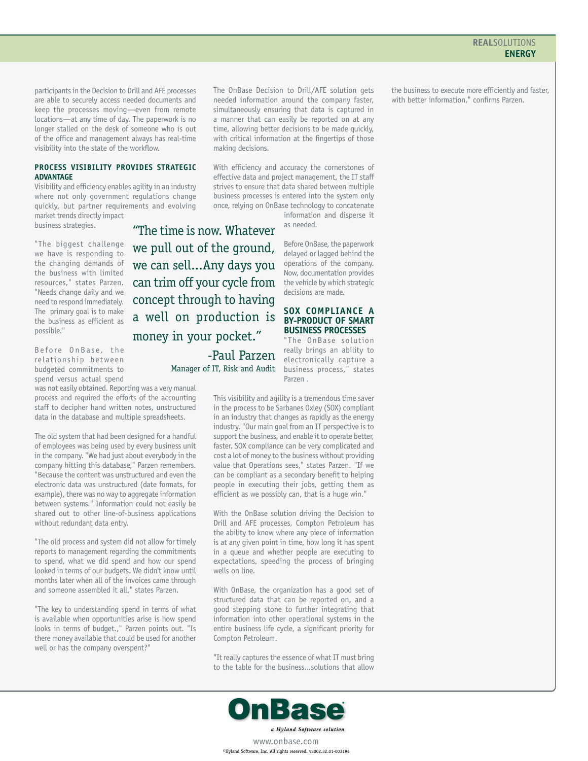participants in the Decision to Drill and AFE processes are able to securely access needed documents and keep the processes moving—even from remote locations—at any time of day. The paperwork is no longer stalled on the desk of someone who is out of the office and management always has real-time visibility into the state of the workflow.

### PROCESS VISIBILITY PROVIDES STRATEGIC ADVANTAGE

Visibility and efficiency enables agility in an industry where not only government regulations change quickly, but partner requirements and evolving market trends directly impact business strategies.

"The biggest challenge we have is responding to the changing demands of the business with limited resources," states Parzen. "Needs change daily and we need to respond immediately. The primary goal is to make the business as efficient as possible."

> "The time is now. Whatever we pull out of the ground, we can sell...Any days you can trim off your cycle from concept through to having a well on production is money in your pocket."
>
> -Paul Parzen
> Manager of IT, Risk and Audit

Before OnBase, the relationship between budgeted commitments to spend versus actual spend was not easily obtained. Reporting was a very manual process and required the efforts of the accounting staff to decipher hand written notes, unstructured data in the database and multiple spreadsheets.

The old system that had been designed for a handful of employees was being used by every business unit in the company. "We had just about everybody in the company hitting this database," Parzen remembers. "Because the content was unstructured and even the electronic data was unstructured (date formats, for example), there was no way to aggregate information between systems." Information could not easily be shared out to other line-of-business applications without redundant data entry.

"The old process and system did not allow for timely reports to management regarding the commitments to spend, what we did spend and how our spend looked in terms of our budgets. We didn't know until months later when all of the invoices came through and someone assembled it all," states Parzen.

"The key to understanding spend in terms of what is available when opportunities arise is how spend looks in terms of budget.," Parzen points out. "Is there money available that could be used for another well or has the company overspent?"

The OnBase Decision to Drill/AFE solution gets needed information around the company faster, simultaneously ensuring that data is captured in a manner that can easily be reported on at any time, allowing better decisions to be made quickly, with critical information at the fingertips of those making decisions.

With efficiency and accuracy the cornerstones of effective data and project management, the IT staff strives to ensure that data shared between multiple business processes is entered into the system only once, relying on OnBase technology to concatenate information and disperse it as needed.

Before OnBase, the paperwork delayed or lagged behind the operations of the company. Now, documentation provides the vehicle by which strategic decisions are made.

### SOX COMPLIANCE A BY-PRODUCT OF SMART BUSINESS PROCESSES

"The OnBase solution really brings an ability to electronically capture a business process," states Parzen .

This visibility and agility is a tremendous time saver in the process to be Sarbanes Oxley (SOX) compliant in an industry that changes as rapidly as the energy industry. "Our main goal from an IT perspective is to support the business, and enable it to operate better, faster. SOX compliance can be very complicated and cost a lot of money to the business without providing value that Operations sees," states Parzen. "If we can be compliant as a secondary benefit to helping people in executing their jobs, getting them as efficient as we possibly can, that is a huge win."

With the OnBase solution driving the Decision to Drill and AFE processes, Compton Petroleum has the ability to know where any piece of information is at any given point in time, how long it has spent in a queue and whether people are executing to expectations, speeding the process of bringing wells on line.

With OnBase, the organization has a good set of structured data that can be reported on, and a good stepping stone to further integrating that information into other operational systems in the entire business life cycle, a significant priority for Compton Petroleum.

"It really captures the essence of what IT must bring to the table for the business...solutions that allow the business to execute more efficiently and faster, with better information," confirms Parzen.

OnBase®
*a Hyland Software solution*

www.onbase.com

©Hyland Software, Inc. All rights reserved. v8002.32.01-003194